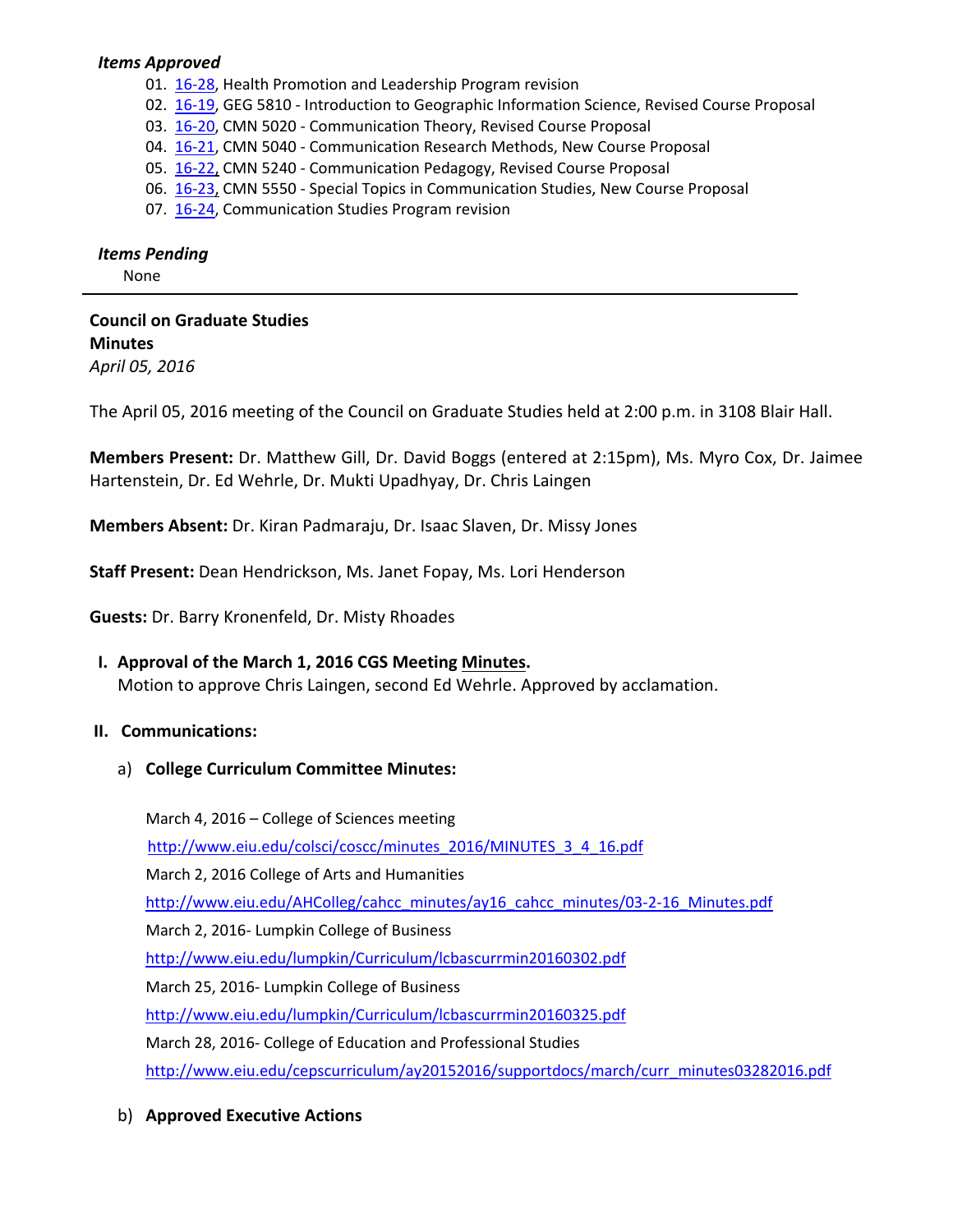***Items Approved***

01. 16-28, Health Promotion and Leadership Program revision
02. 16-19, GEG 5810 - Introduction to Geographic Information Science, Revised Course Proposal
03. 16-20, CMN 5020 - Communication Theory, Revised Course Proposal
04. 16-21, CMN 5040 - Communication Research Methods, New Course Proposal
05. 16-22, CMN 5240 - Communication Pedagogy, Revised Course Proposal
06. 16-23, CMN 5550 - Special Topics in Communication Studies, New Course Proposal
07. 16-24, Communication Studies Program revision

***Items Pending***

None

---

**Council on Graduate Studies**
**Minutes**
*April 05, 2016*

The April 05, 2016 meeting of the Council on Graduate Studies held at 2:00 p.m. in 3108 Blair Hall.

**Members Present:** Dr. Matthew Gill, Dr. David Boggs (entered at 2:15pm), Ms. Myro Cox, Dr. Jaimee Hartenstein, Dr. Ed Wehrle, Dr. Mukti Upadhyay, Dr. Chris Laingen

**Members Absent:** Dr. Kiran Padmaraju, Dr. Isaac Slaven, Dr. Missy Jones

**Staff Present:** Dean Hendrickson, Ms. Janet Fopay, Ms. Lori Henderson

**Guests:** Dr. Barry Kronenfeld, Dr. Misty Rhoades

**I. Approval of the March 1, 2016 CGS Meeting Minutes.**
Motion to approve Chris Laingen, second Ed Wehrle. Approved by acclamation.

**II. Communications:**

a) **College Curriculum Committee Minutes:**

March 4, 2016 – College of Sciences meeting
http://www.eiu.edu/colsci/coscc/minutes_2016/MINUTES_3_4_16.pdf
March 2, 2016 College of Arts and Humanities
http://www.eiu.edu/AHColleg/cahcc_minutes/ay16_cahcc_minutes/03-2-16_Minutes.pdf
March 2, 2016- Lumpkin College of Business
http://www.eiu.edu/lumpkin/Curriculum/lcbascurrmin20160302.pdf
March 25, 2016- Lumpkin College of Business
http://www.eiu.edu/lumpkin/Curriculum/lcbascurrmin20160325.pdf
March 28, 2016- College of Education and Professional Studies
http://www.eiu.edu/cepscurriculum/ay20152016/supportdocs/march/curr_minutes03282016.pdf

b) **Approved Executive Actions**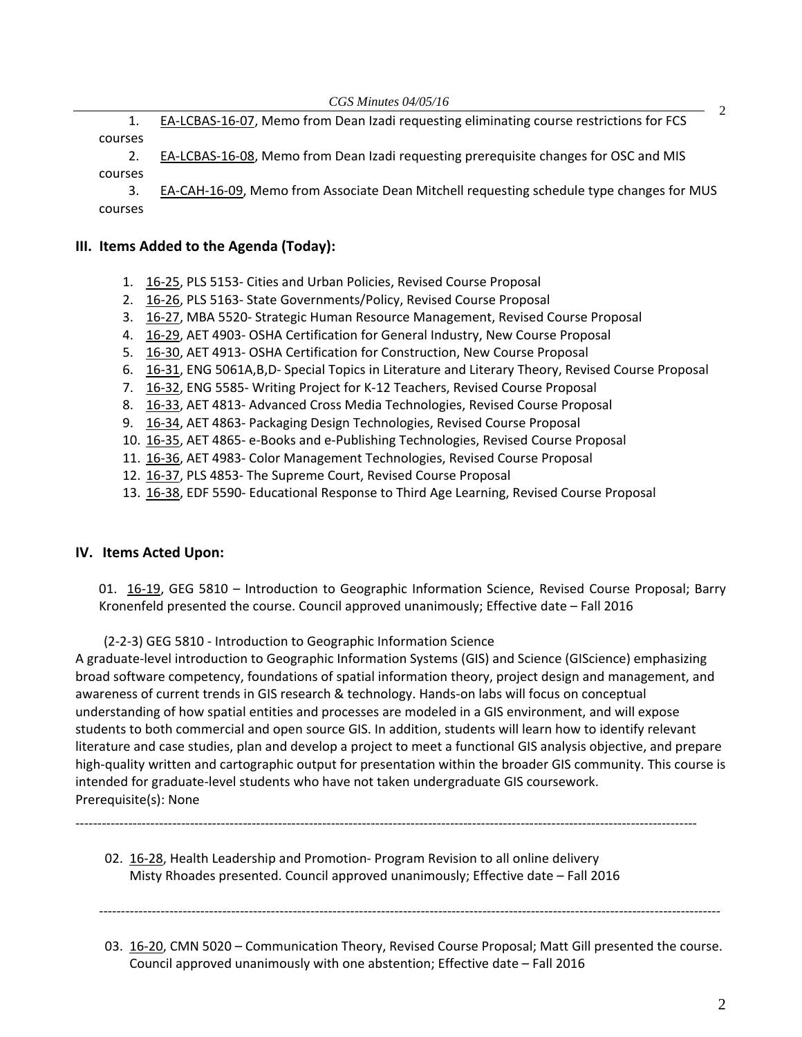1. EA-LCBAS-16-07, Memo from Dean Izadi requesting eliminating course restrictions for FCS courses
2. EA-LCBAS-16-08, Memo from Dean Izadi requesting prerequisite changes for OSC and MIS courses
3. EA-CAH-16-09, Memo from Associate Dean Mitchell requesting schedule type changes for MUS courses

## III. Items Added to the Agenda (Today):

1. 16-25, PLS 5153- Cities and Urban Policies, Revised Course Proposal
2. 16-26, PLS 5163- State Governments/Policy, Revised Course Proposal
3. 16-27, MBA 5520- Strategic Human Resource Management, Revised Course Proposal
4. 16-29, AET 4903- OSHA Certification for General Industry, New Course Proposal
5. 16-30, AET 4913- OSHA Certification for Construction, New Course Proposal
6. 16-31, ENG 5061A,B,D- Special Topics in Literature and Literary Theory, Revised Course Proposal
7. 16-32, ENG 5585- Writing Project for K-12 Teachers, Revised Course Proposal
8. 16-33, AET 4813- Advanced Cross Media Technologies, Revised Course Proposal
9. 16-34, AET 4863- Packaging Design Technologies, Revised Course Proposal
10. 16-35, AET 4865- e-Books and e-Publishing Technologies, Revised Course Proposal
11. 16-36, AET 4983- Color Management Technologies, Revised Course Proposal
12. 16-37, PLS 4853- The Supreme Court, Revised Course Proposal
13. 16-38, EDF 5590- Educational Response to Third Age Learning, Revised Course Proposal

## IV. Items Acted Upon:

01. 16-19, GEG 5810 – Introduction to Geographic Information Science, Revised Course Proposal; Barry Kronenfeld presented the course. Council approved unanimously; Effective date – Fall 2016

(2-2-3) GEG 5810 - Introduction to Geographic Information Science
A graduate-level introduction to Geographic Information Systems (GIS) and Science (GIScience) emphasizing broad software competency, foundations of spatial information theory, project design and management, and awareness of current trends in GIS research & technology. Hands-on labs will focus on conceptual understanding of how spatial entities and processes are modeled in a GIS environment, and will expose students to both commercial and open source GIS. In addition, students will learn how to identify relevant literature and case studies, plan and develop a project to meet a functional GIS analysis objective, and prepare high-quality written and cartographic output for presentation within the broader GIS community. This course is intended for graduate-level students who have not taken undergraduate GIS coursework.
Prerequisite(s): None

---

02. 16-28, Health Leadership and Promotion- Program Revision to all online delivery
Misty Rhoades presented. Council approved unanimously; Effective date – Fall 2016

---

03. 16-20, CMN 5020 – Communication Theory, Revised Course Proposal; Matt Gill presented the course. Council approved unanimously with one abstention; Effective date – Fall 2016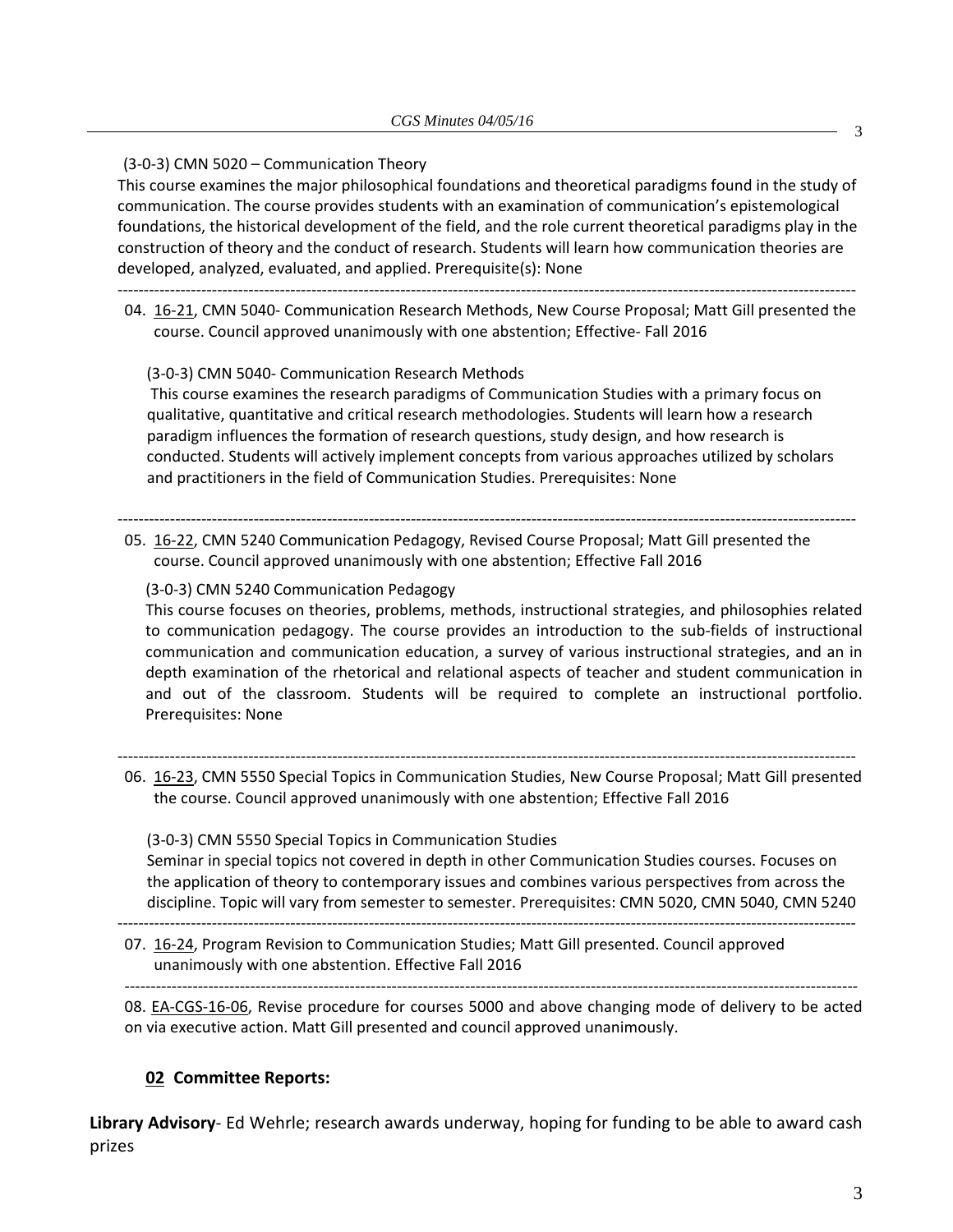(3-0-3) CMN 5020 – Communication Theory

This course examines the major philosophical foundations and theoretical paradigms found in the study of communication. The course provides students with an examination of communication's epistemological foundations, the historical development of the field, and the role current theoretical paradigms play in the construction of theory and the conduct of research. Students will learn how communication theories are developed, analyzed, evaluated, and applied. Prerequisite(s): None

---

04. 16-21, CMN 5040- Communication Research Methods, New Course Proposal; Matt Gill presented the course. Council approved unanimously with one abstention; Effective- Fall 2016

(3-0-3) CMN 5040- Communication Research Methods

This course examines the research paradigms of Communication Studies with a primary focus on qualitative, quantitative and critical research methodologies. Students will learn how a research paradigm influences the formation of research questions, study design, and how research is conducted. Students will actively implement concepts from various approaches utilized by scholars and practitioners in the field of Communication Studies. Prerequisites: None

---

05. 16-22, CMN 5240 Communication Pedagogy, Revised Course Proposal; Matt Gill presented the course. Council approved unanimously with one abstention; Effective Fall 2016

(3-0-3) CMN 5240 Communication Pedagogy

This course focuses on theories, problems, methods, instructional strategies, and philosophies related to communication pedagogy. The course provides an introduction to the sub-fields of instructional communication and communication education, a survey of various instructional strategies, and an in depth examination of the rhetorical and relational aspects of teacher and student communication in and out of the classroom. Students will be required to complete an instructional portfolio. Prerequisites: None

---

06. 16-23, CMN 5550 Special Topics in Communication Studies, New Course Proposal; Matt Gill presented the course. Council approved unanimously with one abstention; Effective Fall 2016

(3-0-3) CMN 5550 Special Topics in Communication Studies

Seminar in special topics not covered in depth in other Communication Studies courses. Focuses on the application of theory to contemporary issues and combines various perspectives from across the discipline. Topic will vary from semester to semester. Prerequisites: CMN 5020, CMN 5040, CMN 5240

---

07. 16-24, Program Revision to Communication Studies; Matt Gill presented. Council approved unanimously with one abstention. Effective Fall 2016

---

08. EA-CGS-16-06, Revise procedure for courses 5000 and above changing mode of delivery to be acted on via executive action. Matt Gill presented and council approved unanimously.

## 02 Committee Reports:

**Library Advisory**- Ed Wehrle; research awards underway, hoping for funding to be able to award cash prizes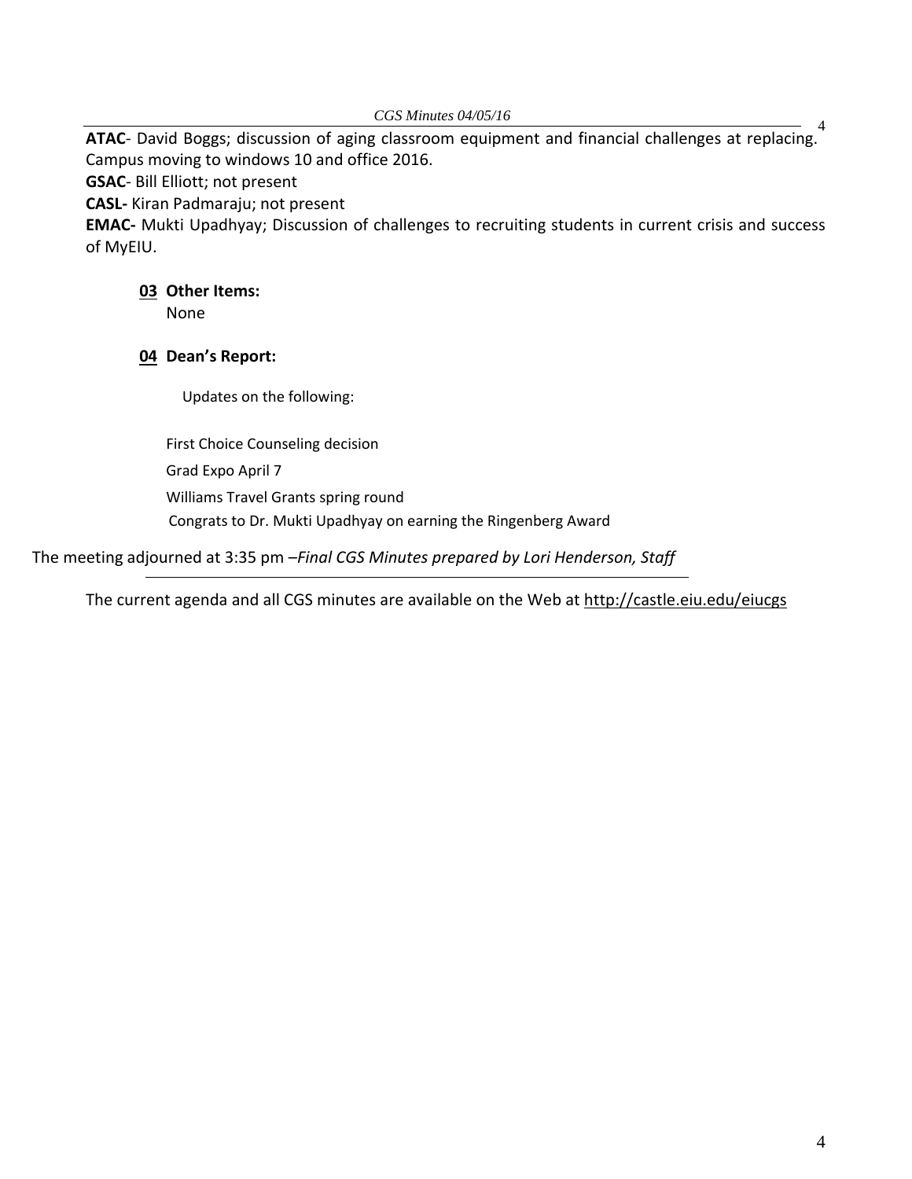**ATAC**- David Boggs; discussion of aging classroom equipment and financial challenges at replacing. Campus moving to windows 10 and office 2016.

**GSAC**- Bill Elliott; not present

**CASL-** Kiran Padmaraju; not present

**EMAC-** Mukti Upadhyay; Discussion of challenges to recruiting students in current crisis and success of MyEIU.

**03 Other Items:**

None

**04 Dean's Report:**

Updates on the following:

First Choice Counseling decision

Grad Expo April 7

Williams Travel Grants spring round

Congrats to Dr. Mukti Upadhyay on earning the Ringenberg Award

The meeting adjourned at 3:35 pm –*Final CGS Minutes prepared by Lori Henderson, Staff*

The current agenda and all CGS minutes are available on the Web at http://castle.eiu.edu/eiucgs